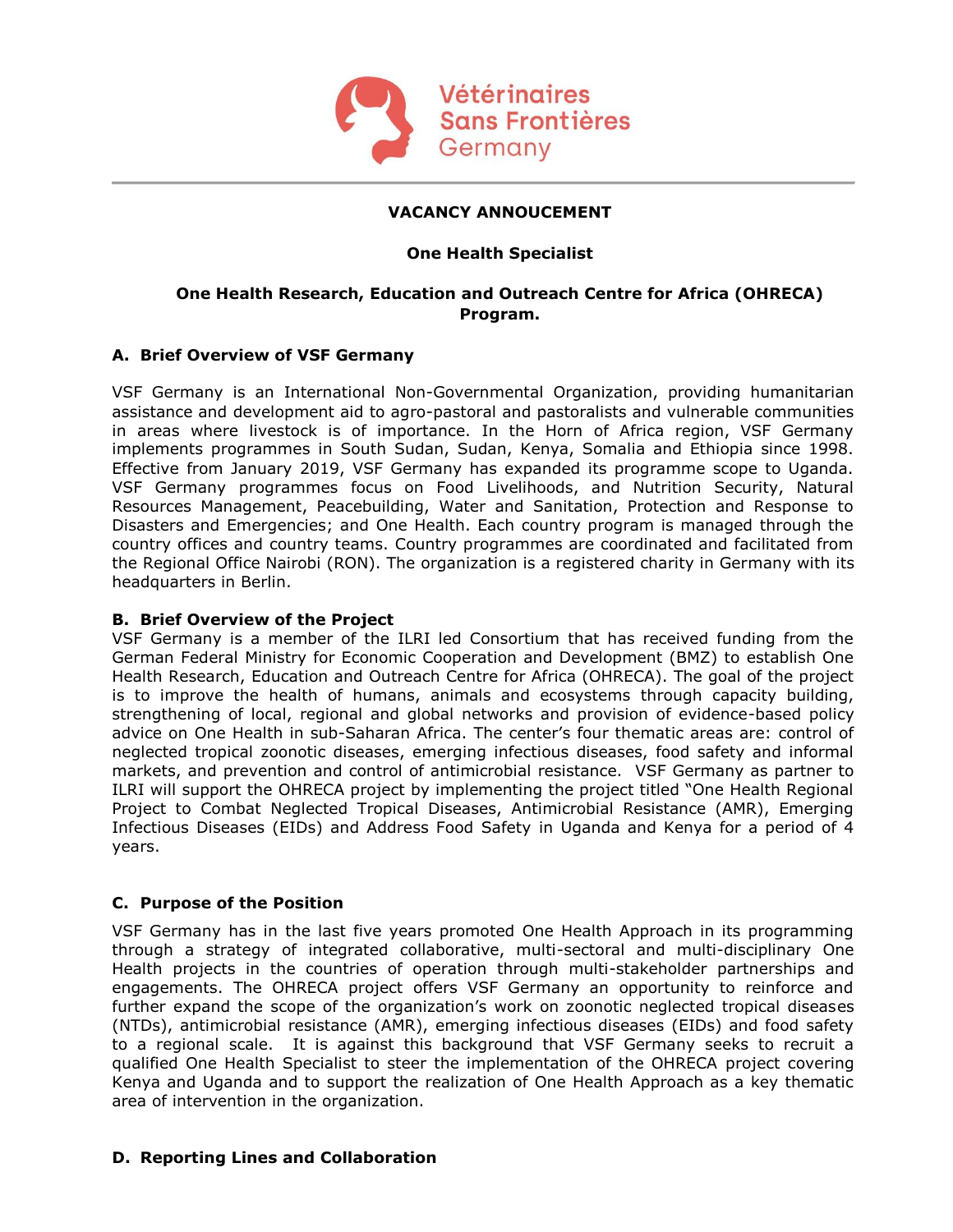Vétérinaires Sans Frontières Germany

---

**VACANCY ANNOUCEMENT**

**One Health Specialist**

**One Health Research, Education and Outreach Centre for Africa (OHRECA) Program.**

## A. Brief Overview of VSF Germany

VSF Germany is an International Non-Governmental Organization, providing humanitarian assistance and development aid to agro-pastoral and pastoralists and vulnerable communities in areas where livestock is of importance. In the Horn of Africa region, VSF Germany implements programmes in South Sudan, Sudan, Kenya, Somalia and Ethiopia since 1998. Effective from January 2019, VSF Germany has expanded its programme scope to Uganda. VSF Germany programmes focus on Food Livelihoods, and Nutrition Security, Natural Resources Management, Peacebuilding, Water and Sanitation, Protection and Response to Disasters and Emergencies; and One Health. Each country program is managed through the country offices and country teams. Country programmes are coordinated and facilitated from the Regional Office Nairobi (RON). The organization is a registered charity in Germany with its headquarters in Berlin.

## B. Brief Overview of the Project

VSF Germany is a member of the ILRI led Consortium that has received funding from the German Federal Ministry for Economic Cooperation and Development (BMZ) to establish One Health Research, Education and Outreach Centre for Africa (OHRECA). The goal of the project is to improve the health of humans, animals and ecosystems through capacity building, strengthening of local, regional and global networks and provision of evidence-based policy advice on One Health in sub-Saharan Africa. The center's four thematic areas are: control of neglected tropical zoonotic diseases, emerging infectious diseases, food safety and informal markets, and prevention and control of antimicrobial resistance. VSF Germany as partner to ILRI will support the OHRECA project by implementing the project titled "One Health Regional Project to Combat Neglected Tropical Diseases, Antimicrobial Resistance (AMR), Emerging Infectious Diseases (EIDs) and Address Food Safety in Uganda and Kenya for a period of 4 years.

## C. Purpose of the Position

VSF Germany has in the last five years promoted One Health Approach in its programming through a strategy of integrated collaborative, multi-sectoral and multi-disciplinary One Health projects in the countries of operation through multi-stakeholder partnerships and engagements. The OHRECA project offers VSF Germany an opportunity to reinforce and further expand the scope of the organization's work on zoonotic neglected tropical diseases (NTDs), antimicrobial resistance (AMR), emerging infectious diseases (EIDs) and food safety to a regional scale. It is against this background that VSF Germany seeks to recruit a qualified One Health Specialist to steer the implementation of the OHRECA project covering Kenya and Uganda and to support the realization of One Health Approach as a key thematic area of intervention in the organization.

## D. Reporting Lines and Collaboration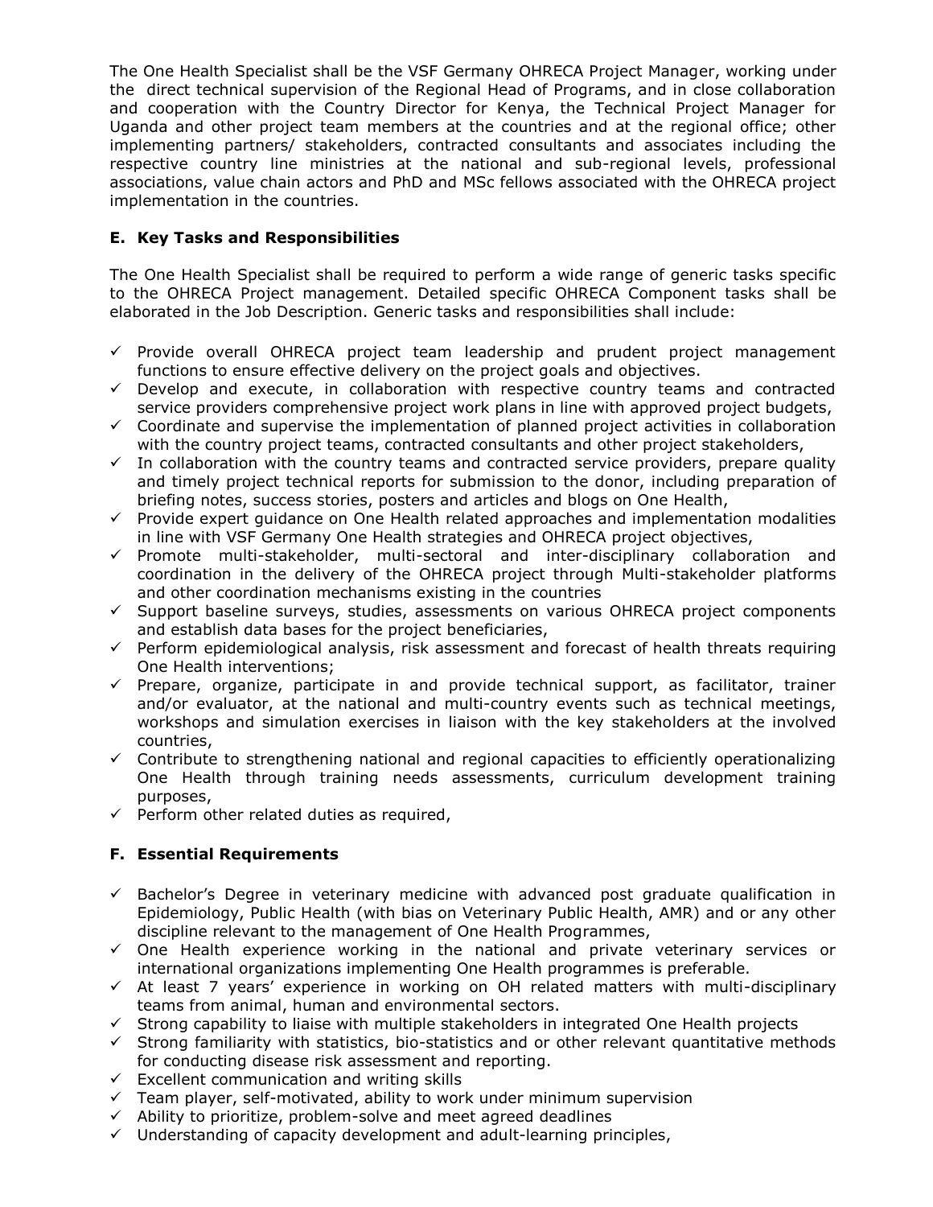The One Health Specialist shall be the VSF Germany OHRECA Project Manager, working under the direct technical supervision of the Regional Head of Programs, and in close collaboration and cooperation with the Country Director for Kenya, the Technical Project Manager for Uganda and other project team members at the countries and at the regional office; other implementing partners/ stakeholders, contracted consultants and associates including the respective country line ministries at the national and sub-regional levels, professional associations, value chain actors and PhD and MSc fellows associated with the OHRECA project implementation in the countries.

### E. Key Tasks and Responsibilities

The One Health Specialist shall be required to perform a wide range of generic tasks specific to the OHRECA Project management. Detailed specific OHRECA Component tasks shall be elaborated in the Job Description. Generic tasks and responsibilities shall include:

- ✓ Provide overall OHRECA project team leadership and prudent project management functions to ensure effective delivery on the project goals and objectives.
- ✓ Develop and execute, in collaboration with respective country teams and contracted service providers comprehensive project work plans in line with approved project budgets,
- ✓ Coordinate and supervise the implementation of planned project activities in collaboration with the country project teams, contracted consultants and other project stakeholders,
- ✓ In collaboration with the country teams and contracted service providers, prepare quality and timely project technical reports for submission to the donor, including preparation of briefing notes, success stories, posters and articles and blogs on One Health,
- ✓ Provide expert guidance on One Health related approaches and implementation modalities in line with VSF Germany One Health strategies and OHRECA project objectives,
- ✓ Promote multi-stakeholder, multi-sectoral and inter-disciplinary collaboration and coordination in the delivery of the OHRECA project through Multi-stakeholder platforms and other coordination mechanisms existing in the countries
- ✓ Support baseline surveys, studies, assessments on various OHRECA project components and establish data bases for the project beneficiaries,
- ✓ Perform epidemiological analysis, risk assessment and forecast of health threats requiring One Health interventions;
- ✓ Prepare, organize, participate in and provide technical support, as facilitator, trainer and/or evaluator, at the national and multi-country events such as technical meetings, workshops and simulation exercises in liaison with the key stakeholders at the involved countries,
- ✓ Contribute to strengthening national and regional capacities to efficiently operationalizing One Health through training needs assessments, curriculum development training purposes,
- ✓ Perform other related duties as required,

### F. Essential Requirements

- ✓ Bachelor's Degree in veterinary medicine with advanced post graduate qualification in Epidemiology, Public Health (with bias on Veterinary Public Health, AMR) and or any other discipline relevant to the management of One Health Programmes,
- ✓ One Health experience working in the national and private veterinary services or international organizations implementing One Health programmes is preferable.
- ✓ At least 7 years' experience in working on OH related matters with multi-disciplinary teams from animal, human and environmental sectors.
- ✓ Strong capability to liaise with multiple stakeholders in integrated One Health projects
- ✓ Strong familiarity with statistics, bio-statistics and or other relevant quantitative methods for conducting disease risk assessment and reporting.
- ✓ Excellent communication and writing skills
- ✓ Team player, self-motivated, ability to work under minimum supervision
- ✓ Ability to prioritize, problem-solve and meet agreed deadlines
- ✓ Understanding of capacity development and adult-learning principles,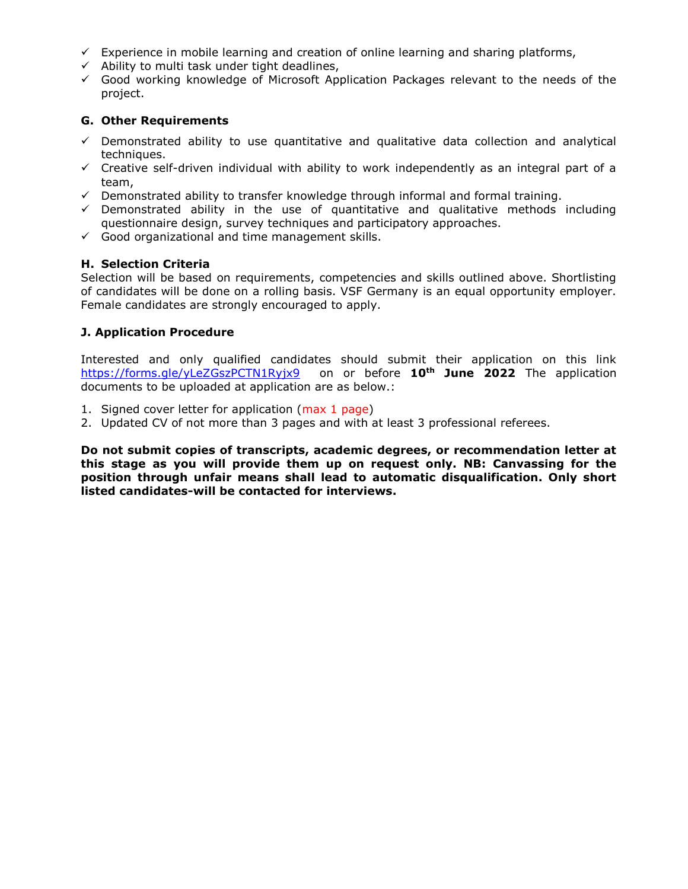- ✓ Experience in mobile learning and creation of online learning and sharing platforms,
- ✓ Ability to multi task under tight deadlines,
- ✓ Good working knowledge of Microsoft Application Packages relevant to the needs of the project.

### G. Other Requirements

- ✓ Demonstrated ability to use quantitative and qualitative data collection and analytical techniques.
- ✓ Creative self-driven individual with ability to work independently as an integral part of a team,
- ✓ Demonstrated ability to transfer knowledge through informal and formal training.
- ✓ Demonstrated ability in the use of quantitative and qualitative methods including questionnaire design, survey techniques and participatory approaches.
- ✓ Good organizational and time management skills.

### H. Selection Criteria

Selection will be based on requirements, competencies and skills outlined above. Shortlisting of candidates will be done on a rolling basis. VSF Germany is an equal opportunity employer. Female candidates are strongly encouraged to apply.

### J. Application Procedure

Interested and only qualified candidates should submit their application on this link [https://forms.gle/yLeZGszPCTN1Ryjx9](https://forms.gle/yLeZGszPCTN1Ryjx9) on or before **10th June 2022** The application documents to be uploaded at application are as below.:

1. Signed cover letter for application (max 1 page)
2. Updated CV of not more than 3 pages and with at least 3 professional referees.

**Do not submit copies of transcripts, academic degrees, or recommendation letter at this stage as you will provide them up on request only. NB: Canvassing for the position through unfair means shall lead to automatic disqualification. Only short listed candidates-will be contacted for interviews.**